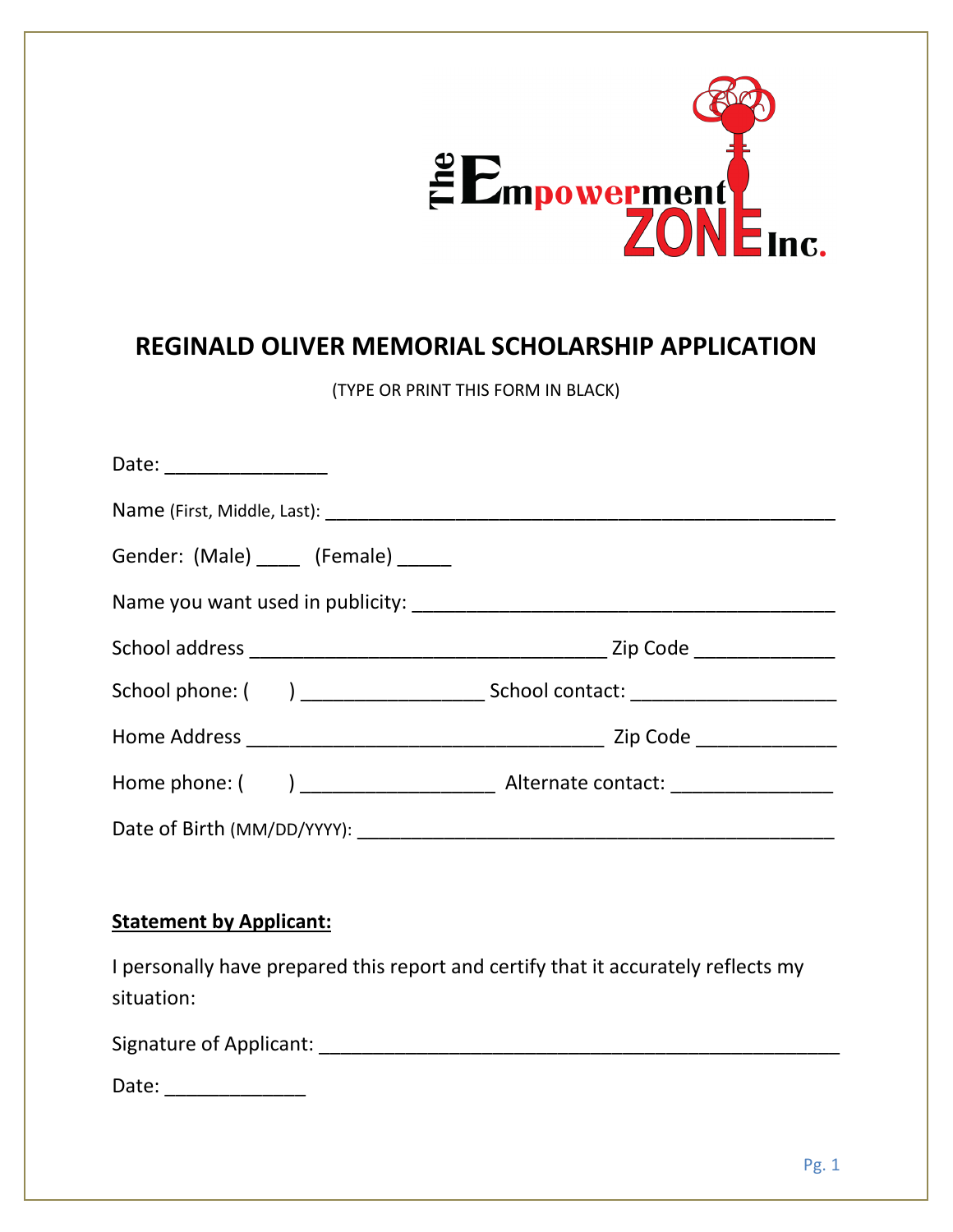The Empowerment ZONE Inc.

# REGINALD OLIVER MEMORIAL SCHOLARSHIP APPLICATION

(TYPE OR PRINT THIS FORM IN BLACK)

Date: _______________

Name (First, Middle, Last): _______________________________________________

Gender: (Male) ____ (Female) _____

Name you want used in publicity: ______________________________________

School address _________________________________ Zip Code _____________

School phone: ( ) _________________ School contact: ___________________

Home Address _________________________________ Zip Code _____________

Home phone: ( ) __________________ Alternate contact: _______________

Date of Birth (MM/DD/YYYY): ___________________________________________

**Statement by Applicant:**

I personally have prepared this report and certify that it accurately reflects my situation:

Signature of Applicant: ________________________________________________

Date: _____________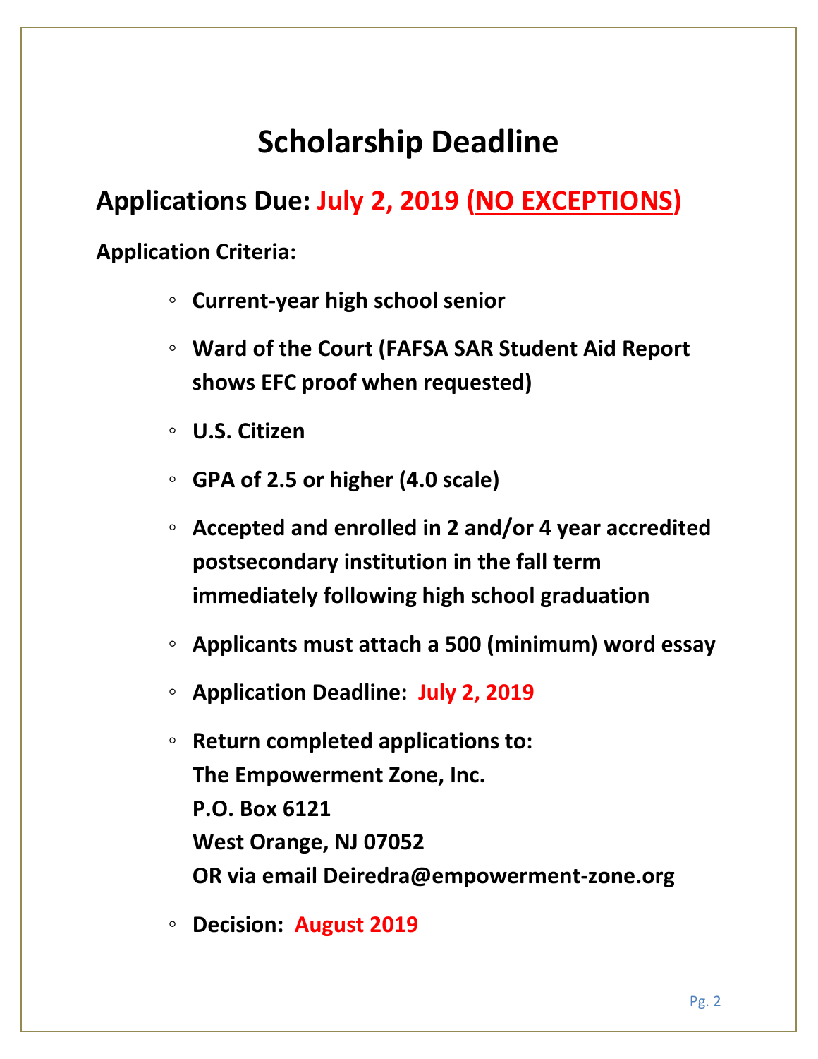# Scholarship Deadline

## Applications Due: July 2, 2019 (NO EXCEPTIONS)

**Application Criteria:**

- **Current-year high school senior**
- **Ward of the Court (FAFSA SAR Student Aid Report shows EFC proof when requested)**
- **U.S. Citizen**
- **GPA of 2.5 or higher (4.0 scale)**
- **Accepted and enrolled in 2 and/or 4 year accredited postsecondary institution in the fall term immediately following high school graduation**
- **Applicants must attach a 500 (minimum) word essay**
- **Application Deadline: July 2, 2019**
- **Return completed applications to:**
  **The Empowerment Zone, Inc.**
  **P.O. Box 6121**
  **West Orange, NJ 07052**
  **OR via email Deiredra@empowerment-zone.org**
- **Decision: August 2019**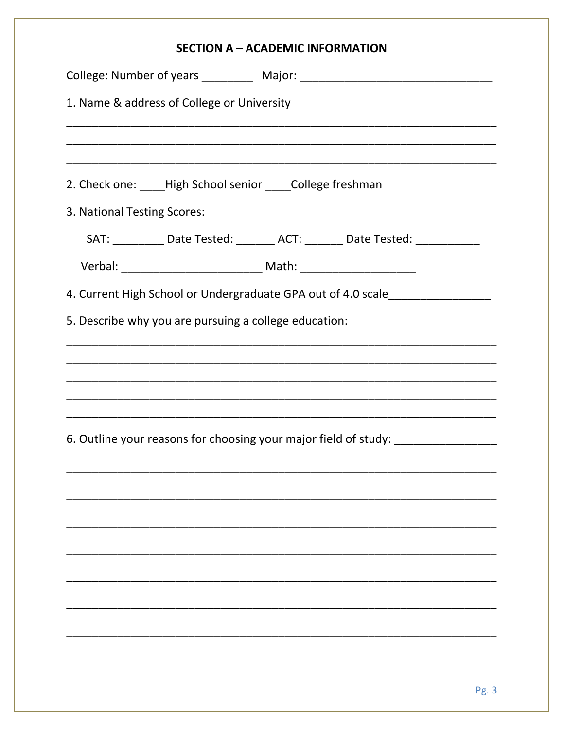## SECTION A – ACADEMIC INFORMATION

College: Number of years ________ Major: ______________________________

1. Name & address of College or University

_________________________________________________________________

_________________________________________________________________

_________________________________________________________________

2. Check one: ____High School senior ____College freshman

3. National Testing Scores:

   SAT: ________ Date Tested: ______ ACT: ______ Date Tested: __________

   Verbal: ______________________ Math: __________________

4. Current High School or Undergraduate GPA out of 4.0 scale________________

5. Describe why you are pursuing a college education:

_________________________________________________________________

_________________________________________________________________

_________________________________________________________________

_________________________________________________________________

_________________________________________________________________

6. Outline your reasons for choosing your major field of study: ________________

_________________________________________________________________

_________________________________________________________________

_________________________________________________________________

_________________________________________________________________

_________________________________________________________________

_________________________________________________________________

_________________________________________________________________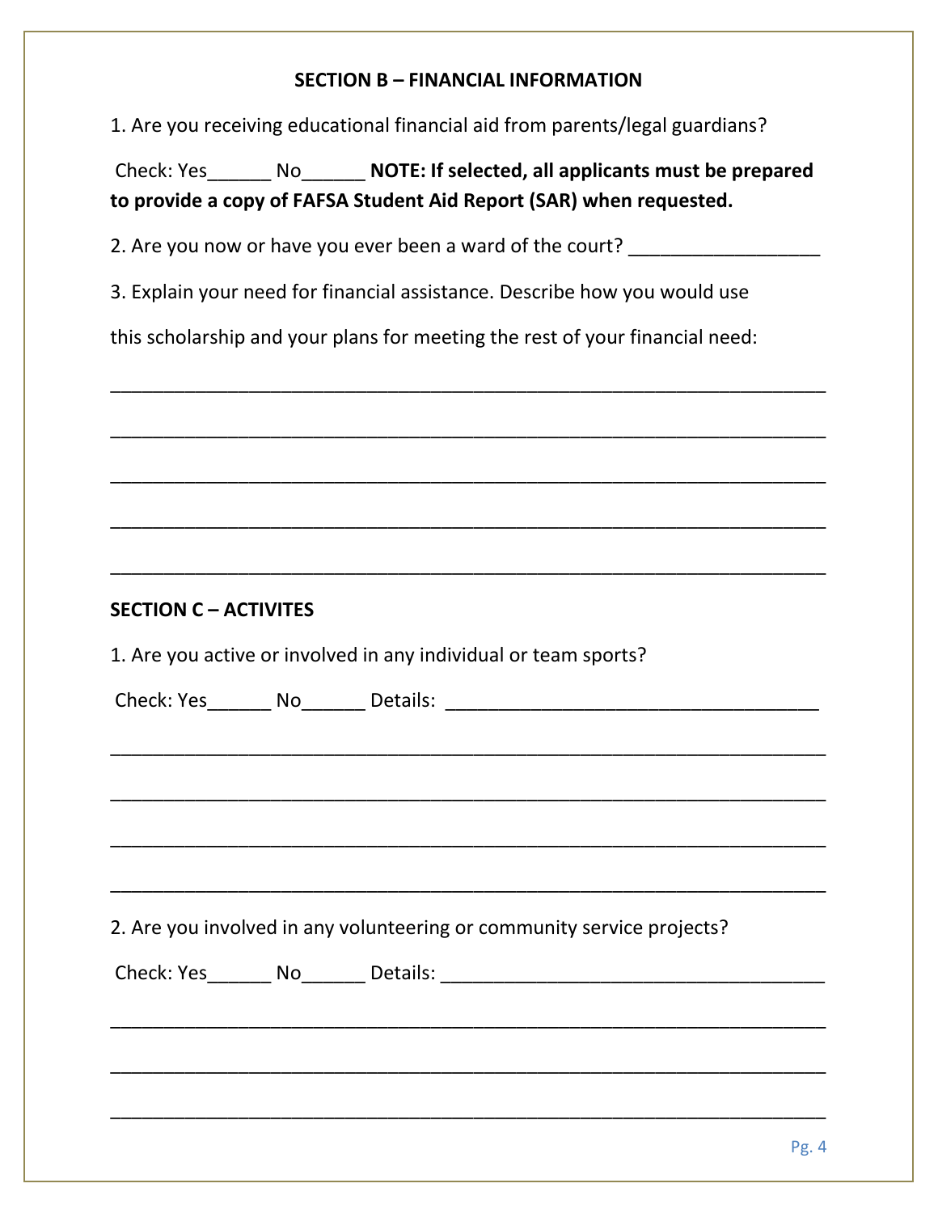**SECTION B – FINANCIAL INFORMATION**

1. Are you receiving educational financial aid from parents/legal guardians?

Check: Yes______ No______ **NOTE: If selected, all applicants must be prepared to provide a copy of FAFSA Student Aid Report (SAR) when requested.**

2. Are you now or have you ever been a ward of the court? __________________

3. Explain your need for financial assistance. Describe how you would use this scholarship and your plans for meeting the rest of your financial need:

_________________________________________________________________

_________________________________________________________________

_________________________________________________________________

_________________________________________________________________

_________________________________________________________________

**SECTION C – ACTIVITES**

1. Are you active or involved in any individual or team sports?

Check: Yes______ No______ Details: ___________________________________

_________________________________________________________________

_________________________________________________________________

_________________________________________________________________

_________________________________________________________________

2. Are you involved in any volunteering or community service projects?

Check: Yes______ No______ Details: ____________________________________

_________________________________________________________________

_________________________________________________________________

_________________________________________________________________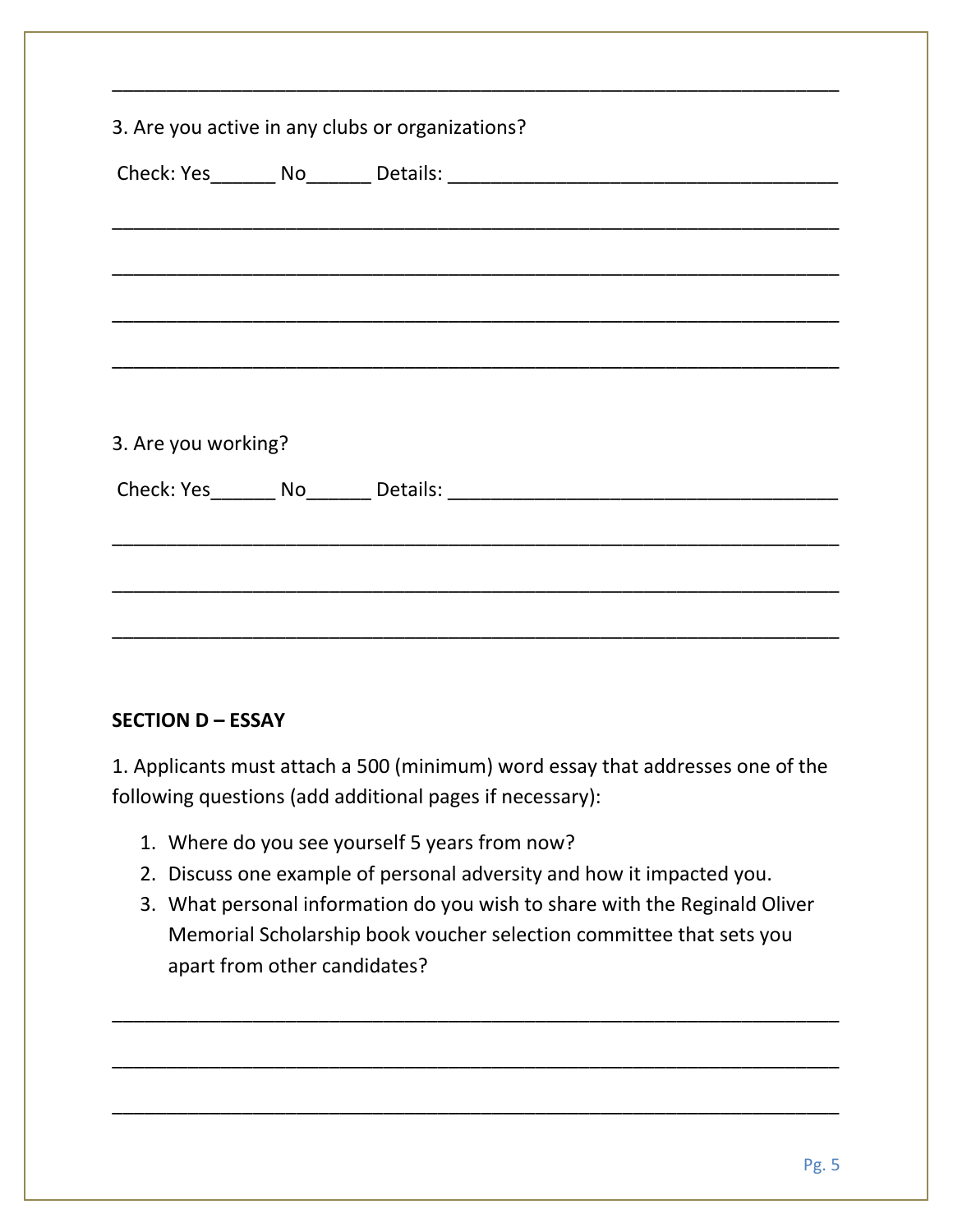______________________________________________________________________

3. Are you active in any clubs or organizations?

Check: Yes______ No______ Details: ___________________________________

______________________________________________________________________

______________________________________________________________________

______________________________________________________________________

______________________________________________________________________

3. Are you working?

Check: Yes______ No______ Details: ___________________________________

______________________________________________________________________

______________________________________________________________________

______________________________________________________________________

**SECTION D – ESSAY**

1. Applicants must attach a 500 (minimum) word essay that addresses one of the following questions (add additional pages if necessary):

    1. Where do you see yourself 5 years from now?
    2. Discuss one example of personal adversity and how it impacted you.
    3. What personal information do you wish to share with the Reginald Oliver Memorial Scholarship book voucher selection committee that sets you apart from other candidates?

______________________________________________________________________

______________________________________________________________________

______________________________________________________________________